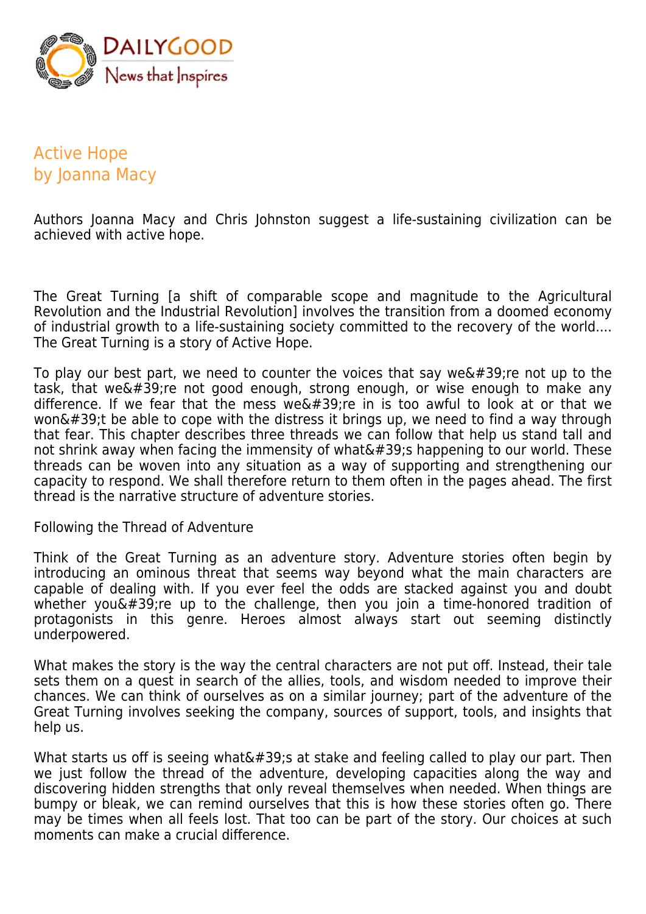DAILYGOOD
News that Inspires

# Active Hope
by Joanna Macy

Authors Joanna Macy and Chris Johnston suggest a life-sustaining civilization can be achieved with active hope.

The Great Turning [a shift of comparable scope and magnitude to the Agricultural Revolution and the Industrial Revolution] involves the transition from a doomed economy of industrial growth to a life-sustaining society committed to the recovery of the world.... The Great Turning is a story of Active Hope.

To play our best part, we need to counter the voices that say we&#39;re not up to the task, that we&#39;re not good enough, strong enough, or wise enough to make any difference. If we fear that the mess we&#39;re in is too awful to look at or that we won&#39;t be able to cope with the distress it brings up, we need to find a way through that fear. This chapter describes three threads we can follow that help us stand tall and not shrink away when facing the immensity of what&#39;s happening to our world. These threads can be woven into any situation as a way of supporting and strengthening our capacity to respond. We shall therefore return to them often in the pages ahead. The first thread is the narrative structure of adventure stories.

## Following the Thread of Adventure

Think of the Great Turning as an adventure story. Adventure stories often begin by introducing an ominous threat that seems way beyond what the main characters are capable of dealing with. If you ever feel the odds are stacked against you and doubt whether you&#39;re up to the challenge, then you join a time-honored tradition of protagonists in this genre. Heroes almost always start out seeming distinctly underpowered.

What makes the story is the way the central characters are not put off. Instead, their tale sets them on a quest in search of the allies, tools, and wisdom needed to improve their chances. We can think of ourselves as on a similar journey; part of the adventure of the Great Turning involves seeking the company, sources of support, tools, and insights that help us.

What starts us off is seeing what&#39;s at stake and feeling called to play our part. Then we just follow the thread of the adventure, developing capacities along the way and discovering hidden strengths that only reveal themselves when needed. When things are bumpy or bleak, we can remind ourselves that this is how these stories often go. There may be times when all feels lost. That too can be part of the story. Our choices at such moments can make a crucial difference.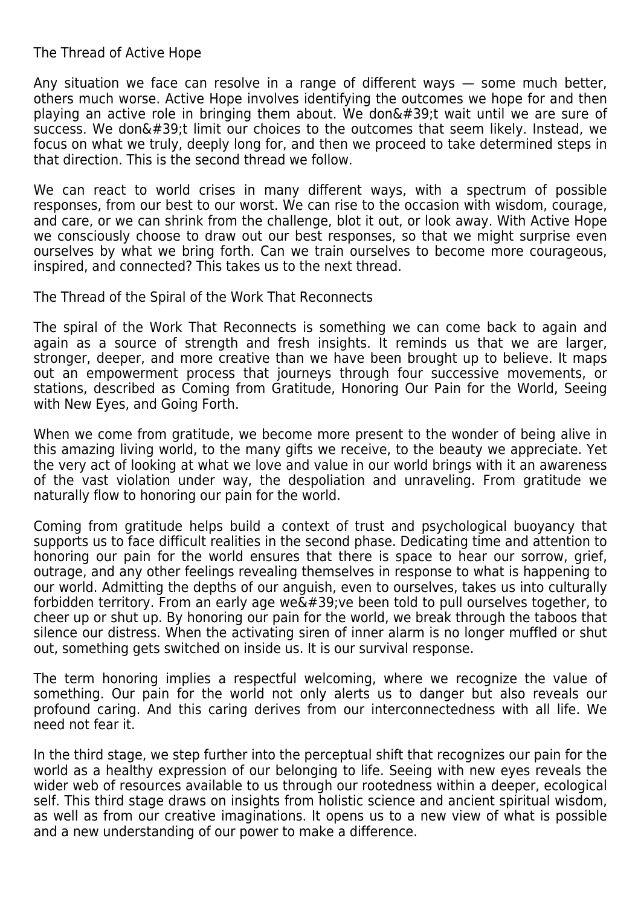## The Thread of Active Hope

Any situation we face can resolve in a range of different ways — some much better, others much worse. Active Hope involves identifying the outcomes we hope for and then playing an active role in bringing them about. We don&#39;t wait until we are sure of success. We don&#39;t limit our choices to the outcomes that seem likely. Instead, we focus on what we truly, deeply long for, and then we proceed to take determined steps in that direction. This is the second thread we follow.

We can react to world crises in many different ways, with a spectrum of possible responses, from our best to our worst. We can rise to the occasion with wisdom, courage, and care, or we can shrink from the challenge, blot it out, or look away. With Active Hope we consciously choose to draw out our best responses, so that we might surprise even ourselves by what we bring forth. Can we train ourselves to become more courageous, inspired, and connected? This takes us to the next thread.

## The Thread of the Spiral of the Work That Reconnects

The spiral of the Work That Reconnects is something we can come back to again and again as a source of strength and fresh insights. It reminds us that we are larger, stronger, deeper, and more creative than we have been brought up to believe. It maps out an empowerment process that journeys through four successive movements, or stations, described as Coming from Gratitude, Honoring Our Pain for the World, Seeing with New Eyes, and Going Forth.

When we come from gratitude, we become more present to the wonder of being alive in this amazing living world, to the many gifts we receive, to the beauty we appreciate. Yet the very act of looking at what we love and value in our world brings with it an awareness of the vast violation under way, the despoliation and unraveling. From gratitude we naturally flow to honoring our pain for the world.

Coming from gratitude helps build a context of trust and psychological buoyancy that supports us to face difficult realities in the second phase. Dedicating time and attention to honoring our pain for the world ensures that there is space to hear our sorrow, grief, outrage, and any other feelings revealing themselves in response to what is happening to our world. Admitting the depths of our anguish, even to ourselves, takes us into culturally forbidden territory. From an early age we&#39;ve been told to pull ourselves together, to cheer up or shut up. By honoring our pain for the world, we break through the taboos that silence our distress. When the activating siren of inner alarm is no longer muffled or shut out, something gets switched on inside us. It is our survival response.

The term honoring implies a respectful welcoming, where we recognize the value of something. Our pain for the world not only alerts us to danger but also reveals our profound caring. And this caring derives from our interconnectedness with all life. We need not fear it.

In the third stage, we step further into the perceptual shift that recognizes our pain for the world as a healthy expression of our belonging to life. Seeing with new eyes reveals the wider web of resources available to us through our rootedness within a deeper, ecological self. This third stage draws on insights from holistic science and ancient spiritual wisdom, as well as from our creative imaginations. It opens us to a new view of what is possible and a new understanding of our power to make a difference.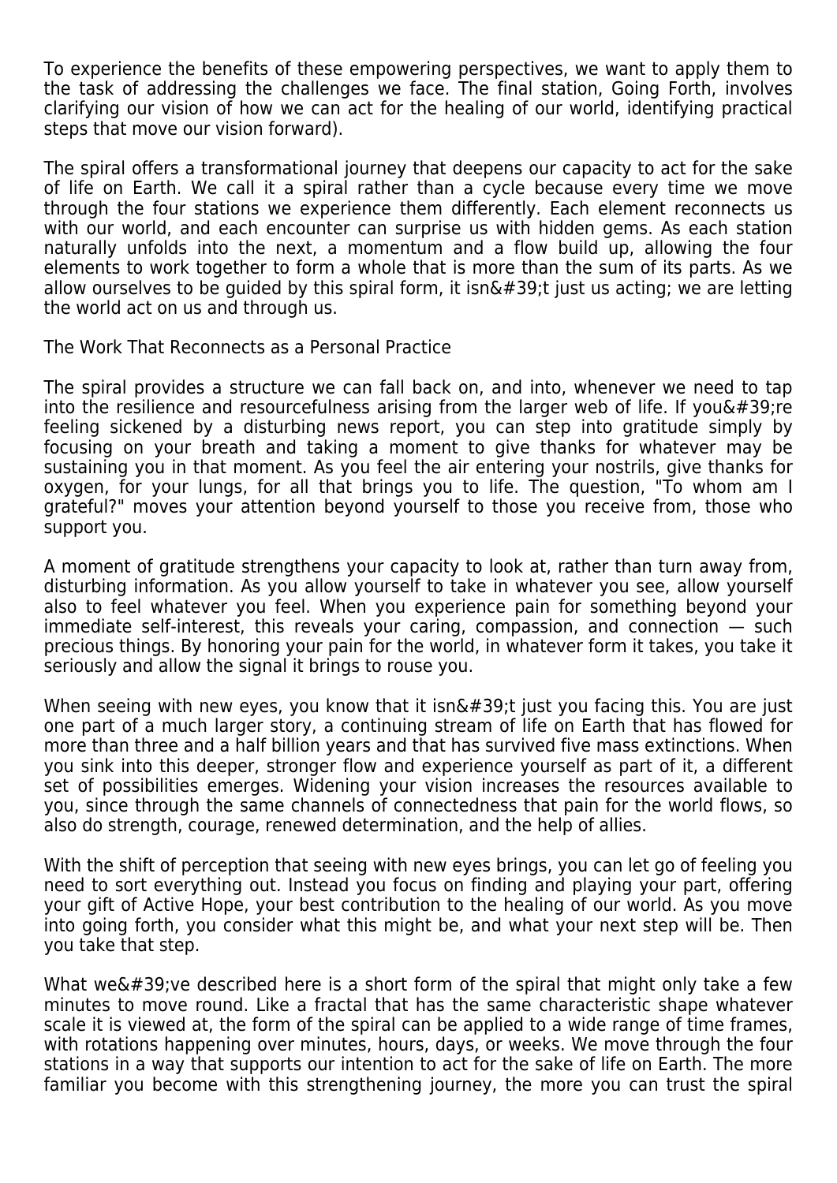To experience the benefits of these empowering perspectives, we want to apply them to the task of addressing the challenges we face. The final station, Going Forth, involves clarifying our vision of how we can act for the healing of our world, identifying practical steps that move our vision forward).

The spiral offers a transformational journey that deepens our capacity to act for the sake of life on Earth. We call it a spiral rather than a cycle because every time we move through the four stations we experience them differently. Each element reconnects us with our world, and each encounter can surprise us with hidden gems. As each station naturally unfolds into the next, a momentum and a flow build up, allowing the four elements to work together to form a whole that is more than the sum of its parts. As we allow ourselves to be guided by this spiral form, it isn&#39;t just us acting; we are letting the world act on us and through us.

## The Work That Reconnects as a Personal Practice

The spiral provides a structure we can fall back on, and into, whenever we need to tap into the resilience and resourcefulness arising from the larger web of life. If you&#39;re feeling sickened by a disturbing news report, you can step into gratitude simply by focusing on your breath and taking a moment to give thanks for whatever may be sustaining you in that moment. As you feel the air entering your nostrils, give thanks for oxygen, for your lungs, for all that brings you to life. The question, "To whom am I grateful?" moves your attention beyond yourself to those you receive from, those who support you.

A moment of gratitude strengthens your capacity to look at, rather than turn away from, disturbing information. As you allow yourself to take in whatever you see, allow yourself also to feel whatever you feel. When you experience pain for something beyond your immediate self-interest, this reveals your caring, compassion, and connection — such precious things. By honoring your pain for the world, in whatever form it takes, you take it seriously and allow the signal it brings to rouse you.

When seeing with new eyes, you know that it isn&#39;t just you facing this. You are just one part of a much larger story, a continuing stream of life on Earth that has flowed for more than three and a half billion years and that has survived five mass extinctions. When you sink into this deeper, stronger flow and experience yourself as part of it, a different set of possibilities emerges. Widening your vision increases the resources available to you, since through the same channels of connectedness that pain for the world flows, so also do strength, courage, renewed determination, and the help of allies.

With the shift of perception that seeing with new eyes brings, you can let go of feeling you need to sort everything out. Instead you focus on finding and playing your part, offering your gift of Active Hope, your best contribution to the healing of our world. As you move into going forth, you consider what this might be, and what your next step will be. Then you take that step.

What we&#39;ve described here is a short form of the spiral that might only take a few minutes to move round. Like a fractal that has the same characteristic shape whatever scale it is viewed at, the form of the spiral can be applied to a wide range of time frames, with rotations happening over minutes, hours, days, or weeks. We move through the four stations in a way that supports our intention to act for the sake of life on Earth. The more familiar you become with this strengthening journey, the more you can trust the spiral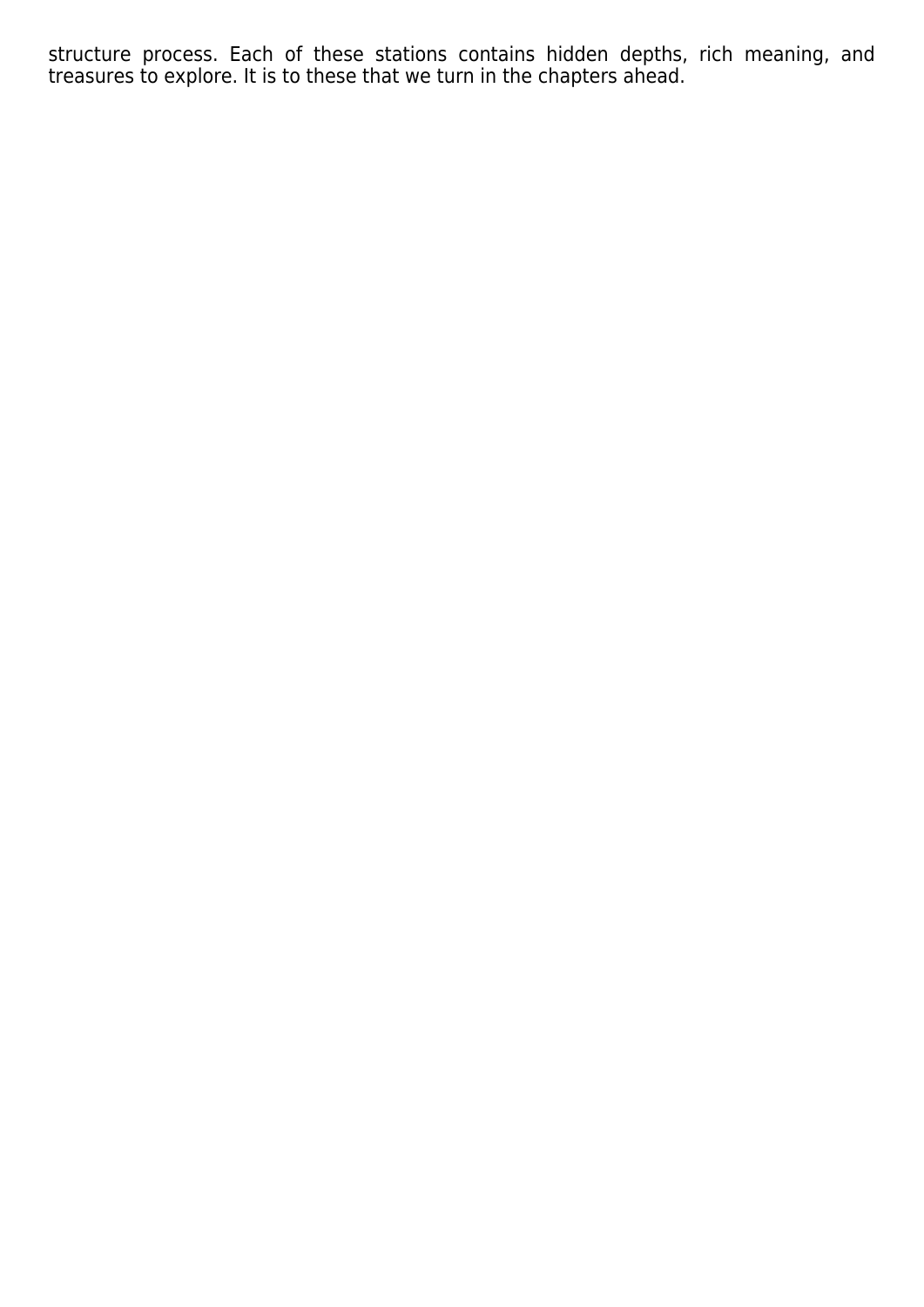structure process. Each of these stations contains hidden depths, rich meaning, and treasures to explore. It is to these that we turn in the chapters ahead.